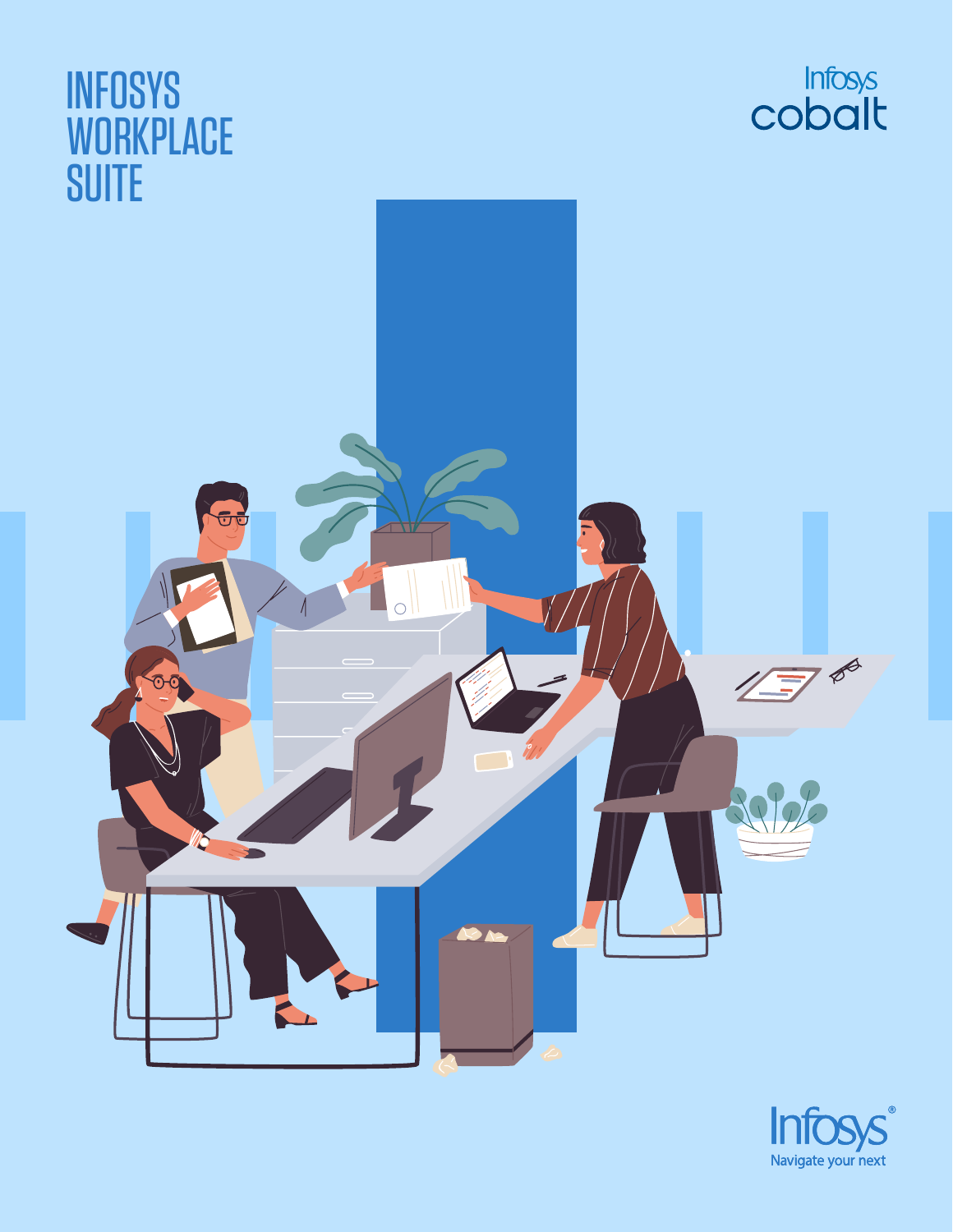# INFOSYS WORKPLACE SUITE

Infosys cobalt

Infosys
Navigate your next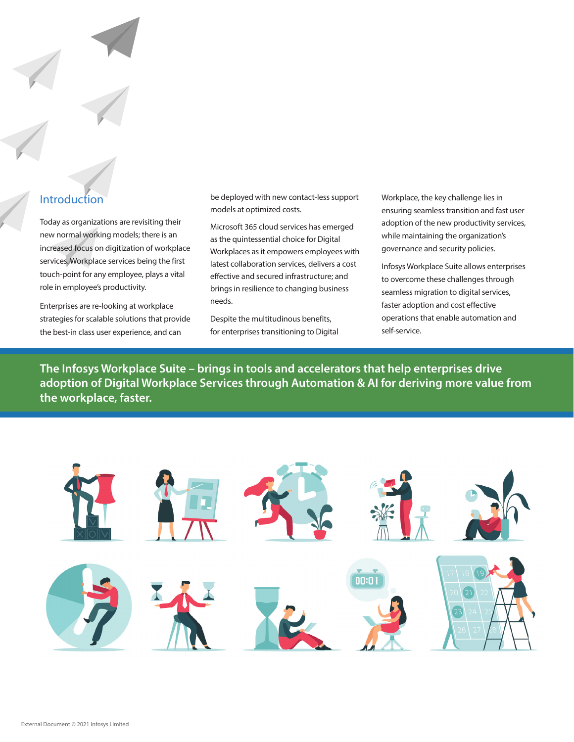## Introduction

Today as organizations are revisiting their new normal working models; there is an increased focus on digitization of workplace services. Workplace services being the first touch-point for any employee, plays a vital role in employee's productivity.

Enterprises are re-looking at workplace strategies for scalable solutions that provide the best-in class user experience, and can be deployed with new contact-less support models at optimized costs.

Microsoft 365 cloud services has emerged as the quintessential choice for Digital Workplaces as it empowers employees with latest collaboration services, delivers a cost effective and secured infrastructure; and brings in resilience to changing business needs.

Despite the multitudinous benefits, for enterprises transitioning to Digital Workplace, the key challenge lies in ensuring seamless transition and fast user adoption of the new productivity services, while maintaining the organization's governance and security policies.

Infosys Workplace Suite allows enterprises to overcome these challenges through seamless migration to digital services, faster adoption and cost effective operations that enable automation and self-service.

**The Infosys Workplace Suite – brings in tools and accelerators that help enterprises drive adoption of Digital Workplace Services through Automation & AI for deriving more value from the workplace, faster.**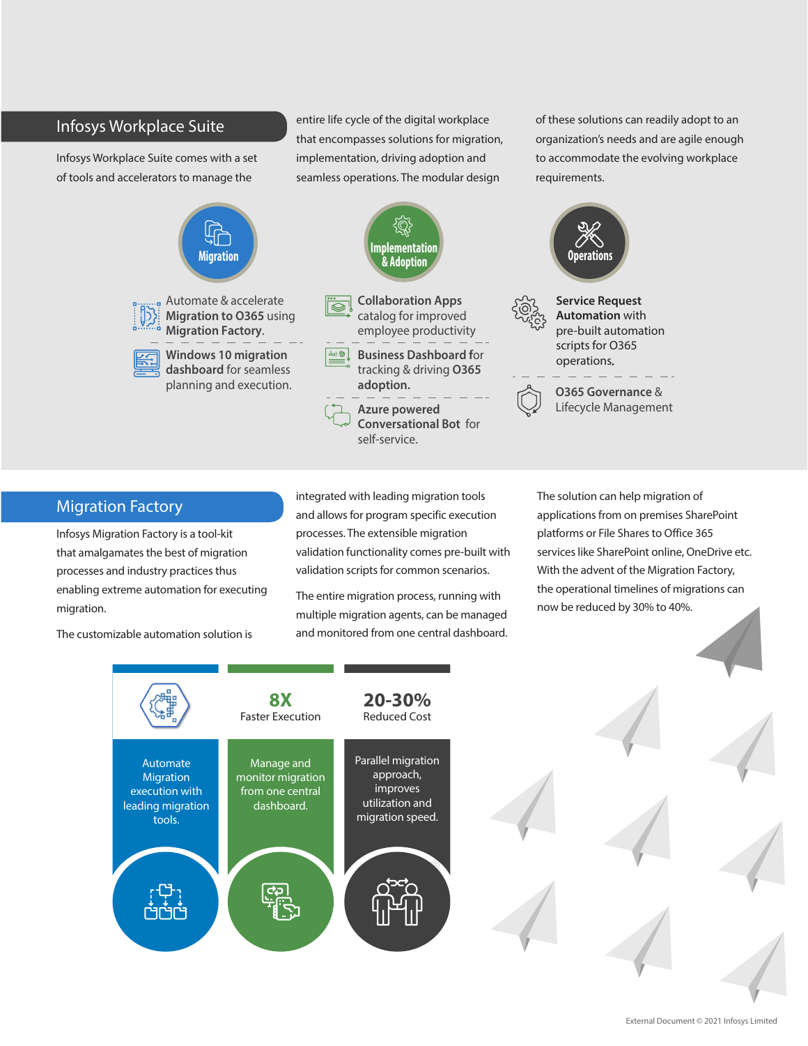## Infosys Workplace Suite

Infosys Workplace Suite comes with a set of tools and accelerators to manage the entire life cycle of the digital workplace that encompasses solutions for migration, implementation, driving adoption and seamless operations. The modular design of these solutions can readily adopt to an organization's needs and are agile enough to accommodate the evolving workplace requirements.

### Migration

- Automate & accelerate **Migration to O365** using **Migration Factory**.
- **Windows 10 migration dashboard** for seamless planning and execution.

### Implementation & Adoption

- **Collaboration Apps** catalog for improved employee productivity
- **Business Dashboard** for tracking & driving **O365 adoption.**
- **Azure powered Conversational Bot** for self-service.

### Operations

- **Service Request Automation** with pre-built automation scripts for O365 operations.
- **O365 Governance** & Lifecycle Management

## Migration Factory

Infosys Migration Factory is a tool-kit that amalgamates the best of migration processes and industry practices thus enabling extreme automation for executing migration.

The customizable automation solution is integrated with leading migration tools and allows for program specific execution processes. The extensible migration validation functionality comes pre-built with validation scripts for common scenarios.

The entire migration process, running with multiple migration agents, can be managed and monitored from one central dashboard.

The solution can help migration of applications from on premises SharePoint platforms or File Shares to Office 365 services like SharePoint online, OneDrive etc. With the advent of the Migration Factory, the operational timelines of migrations can now be reduced by 30% to 40%.

| | **8X** Faster Execution | **20-30%** Reduced Cost |
|---|---|---|
| Automate Migration execution with leading migration tools. | Manage and monitor migration from one central dashboard. | Parallel migration approach, improves utilization and migration speed. |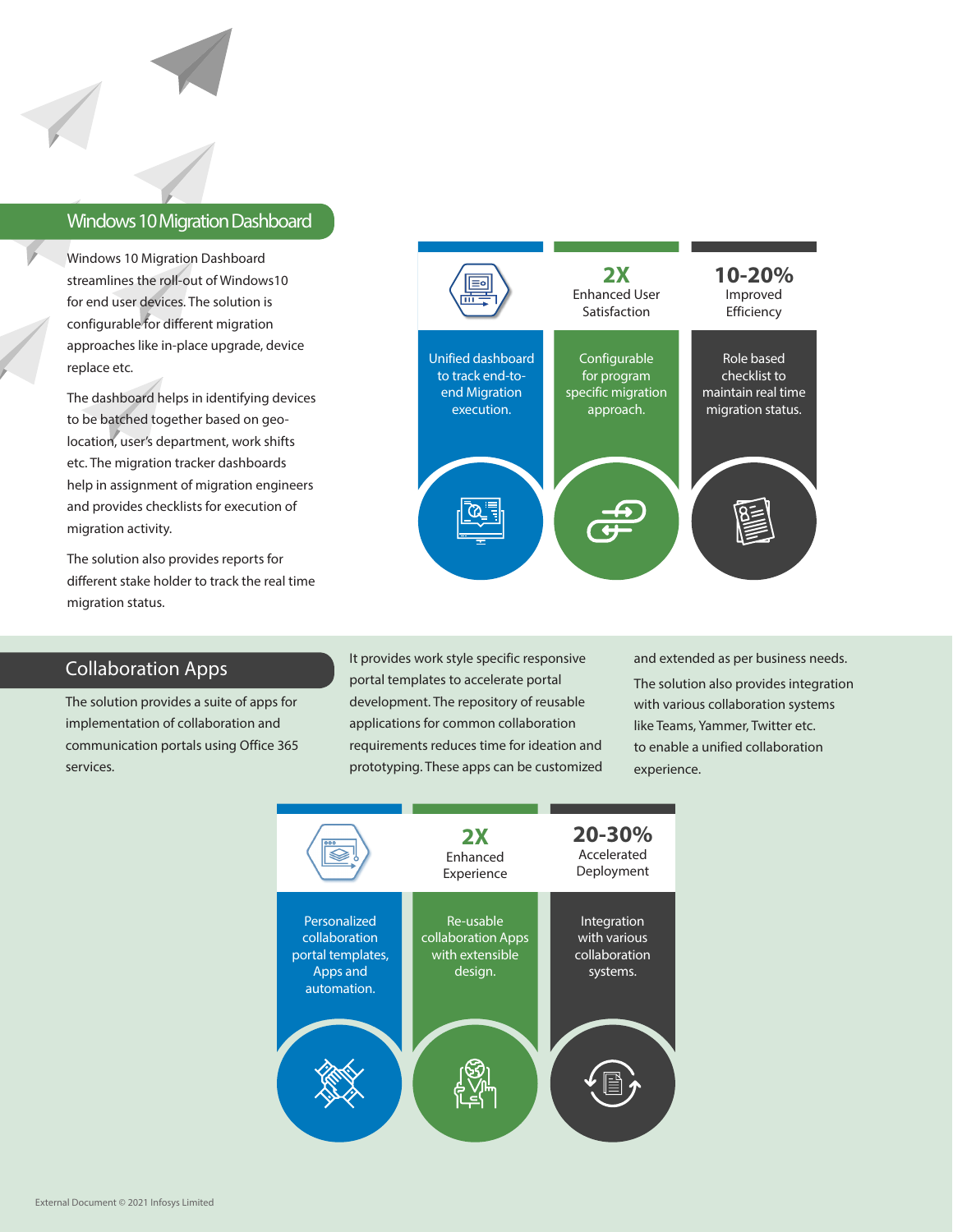## Windows 10 Migration Dashboard

Windows 10 Migration Dashboard streamlines the roll-out of Windows10 for end user devices. The solution is configurable for different migration approaches like in-place upgrade, device replace etc.

The dashboard helps in identifying devices to be batched together based on geo-location, user's department, work shifts etc. The migration tracker dashboards help in assignment of migration engineers and provides checklists for execution of migration activity.

The solution also provides reports for different stake holder to track the real time migration status.

**2X**
Enhanced User Satisfaction

**10-20%**
Improved Efficiency

Unified dashboard to track end-to-end Migration execution.

Configurable for program specific migration approach.

Role based checklist to maintain real time migration status.

## Collaboration Apps

The solution provides a suite of apps for implementation of collaboration and communication portals using Office 365 services. It provides work style specific responsive portal templates to accelerate portal development. The repository of reusable applications for common collaboration requirements reduces time for ideation and prototyping. These apps can be customized and extended as per business needs.

The solution also provides integration with various collaboration systems like Teams, Yammer, Twitter etc. to enable a unified collaboration experience.

**2X**
Enhanced Experience

**20-30%**
Accelerated Deployment

Personalized collaboration portal templates, Apps and automation.

Re-usable collaboration Apps with extensible design.

Integration with various collaboration systems.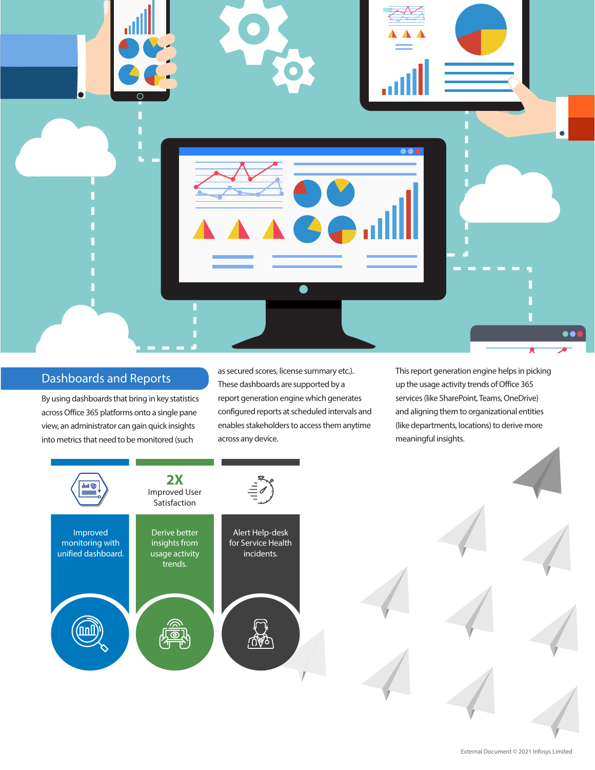## Dashboards and Reports

By using dashboards that bring in key statistics across Office 365 platforms onto a single pane view, an administrator can gain quick insights into metrics that need to be monitored (such as secured scores, license summary etc.). These dashboards are supported by a report generation engine which generates configured reports at scheduled intervals and enables stakeholders to access them anytime across any device.

This report generation engine helps in picking up the usage activity trends of Office 365 services (like SharePoint, Teams, OneDrive) and aligning them to organizational entities (like departments, locations) to derive more meaningful insights.

Improved monitoring with unified dashboard.

**2X**
Improved User Satisfaction

Derive better insights from usage activity trends.

Alert Help-desk for Service Health incidents.

External Document © 2021 Infosys Limited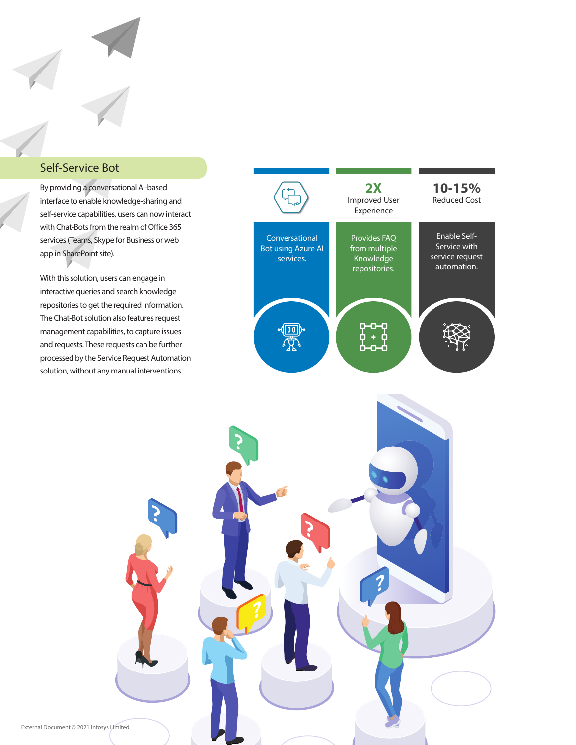## Self-Service Bot

By providing a conversational AI-based interface to enable knowledge-sharing and self-service capabilities, users can now interact with Chat-Bots from the realm of Office 365 services (Teams, Skype for Business or web app in SharePoint site).

With this solution, users can engage in interactive queries and search knowledge repositories to get the required information. The Chat-Bot solution also features request management capabilities, to capture issues and requests. These requests can be further processed by the Service Request Automation solution, without any manual interventions.

Conversational Bot using Azure AI services.

**2X**
Improved User Experience

Provides FAQ from multiple Knowledge repositories.

**10-15%**
Reduced Cost

Enable Self-Service with service request automation.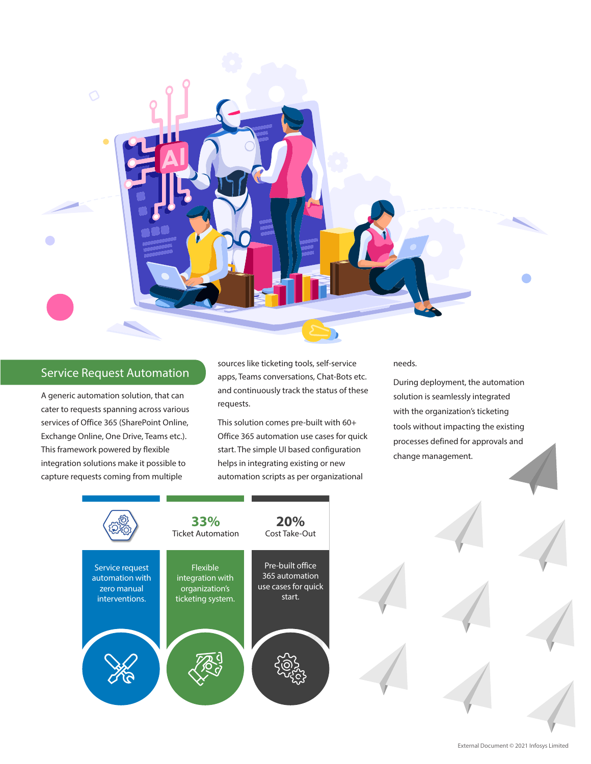## Service Request Automation

A generic automation solution, that can cater to requests spanning across various services of Office 365 (SharePoint Online, Exchange Online, One Drive, Teams etc.). This framework powered by flexible integration solutions make it possible to capture requests coming from multiple sources like ticketing tools, self-service apps, Teams conversations, Chat-Bots etc. and continuously track the status of these requests.

This solution comes pre-built with 60+ Office 365 automation use cases for quick start. The simple UI based configuration helps in integrating existing or new automation scripts as per organizational needs.

During deployment, the automation solution is seamlessly integrated with the organization's ticketing tools without impacting the existing processes defined for approvals and change management.

**33%**
Ticket Automation

**20%**
Cost Take-Out

Service request automation with zero manual interventions.

Flexible integration with organization's ticketing system.

Pre-built office 365 automation use cases for quick start.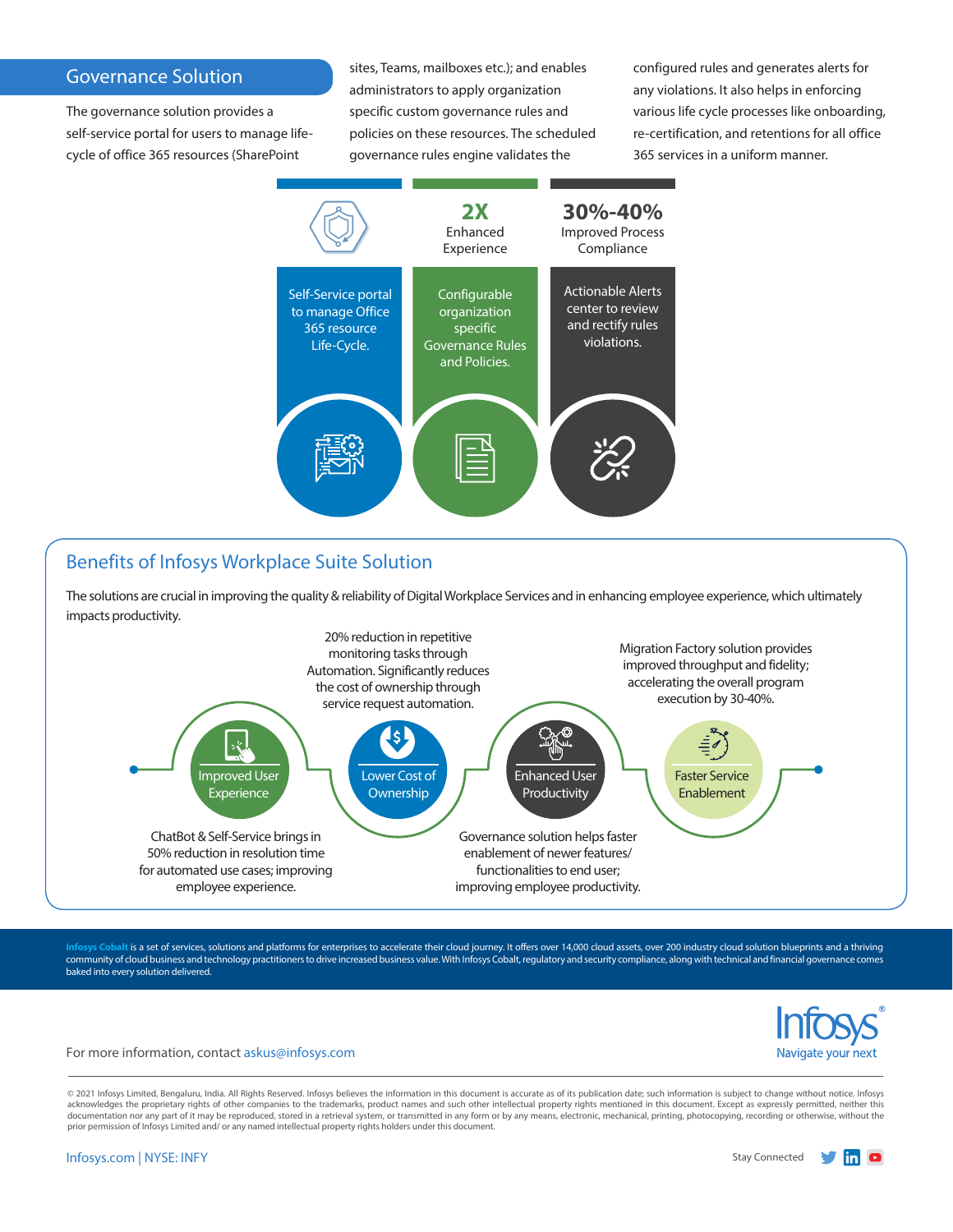## Governance Solution

The governance solution provides a self-service portal for users to manage life-cycle of office 365 resources (SharePoint sites, Teams, mailboxes etc.); and enables administrators to apply organization specific custom governance rules and policies on these resources. The scheduled governance rules engine validates the configured rules and generates alerts for any violations. It also helps in enforcing various life cycle processes like onboarding, re-certification, and retentions for all office 365 services in a uniform manner.

**2X**
Enhanced Experience

**30%-40%**
Improved Process Compliance

Self-Service portal to manage Office 365 resource Life-Cycle.

Configurable organization specific Governance Rules and Policies.

Actionable Alerts center to review and rectify rules violations.

## Benefits of Infosys Workplace Suite Solution

The solutions are crucial in improving the quality & reliability of Digital Workplace Services and in enhancing employee experience, which ultimately impacts productivity.

**Improved User Experience**
ChatBot & Self-Service brings in 50% reduction in resolution time for automated use cases; improving employee experience.

**Lower Cost of Ownership**
20% reduction in repetitive monitoring tasks through Automation. Significantly reduces the cost of ownership through service request automation.

**Enhanced User Productivity**
Governance solution helps faster enablement of newer features/ functionalities to end user; improving employee productivity.

**Faster Service Enablement**
Migration Factory solution provides improved throughput and fidelity; accelerating the overall program execution by 30-40%.

Infosys Cobalt is a set of services, solutions and platforms for enterprises to accelerate their cloud journey. It offers over 14,000 cloud assets, over 200 industry cloud solution blueprints and a thriving community of cloud business and technology practitioners to drive increased business value. With Infosys Cobalt, regulatory and security compliance, along with technical and financial governance comes baked into every solution delivered.

For more information, contact askus@infosys.com

Infosys® Navigate your next

© 2021 Infosys Limited, Bengaluru, India. All Rights Reserved. Infosys believes the information in this document is accurate as of its publication date; such information is subject to change without notice. Infosys acknowledges the proprietary rights of other companies to the trademarks, product names and such other intellectual property rights mentioned in this document. Except as expressly permitted, neither this documentation nor any part of it may be reproduced, stored in a retrieval system, or transmitted in any form or by any means, electronic, mechanical, printing, photocopying, recording or otherwise, without the prior permission of Infosys Limited and/ or any named intellectual property rights holders under this document.

Infosys.com | NYSE: INFY

Stay Connected